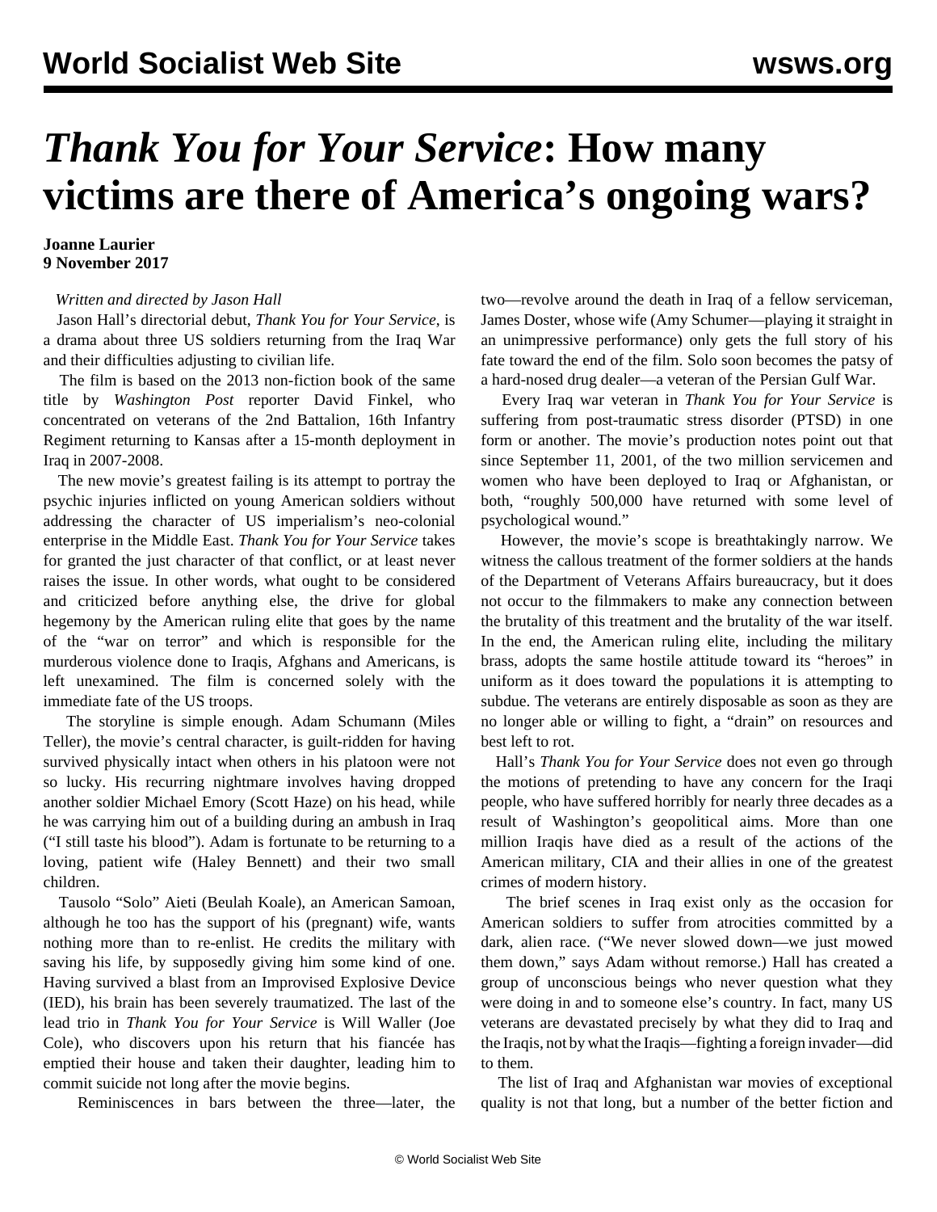# *Thank You for Your Service*: How many victims are there of America's ongoing wars?

**Joanne Laurier**
**9 November 2017**

*Written and directed by Jason Hall*

Jason Hall's directorial debut, *Thank You for Your Service*, is a drama about three US soldiers returning from the Iraq War and their difficulties adjusting to civilian life.

The film is based on the 2013 non-fiction book of the same title by *Washington Post* reporter David Finkel, who concentrated on veterans of the 2nd Battalion, 16th Infantry Regiment returning to Kansas after a 15-month deployment in Iraq in 2007-2008.

The new movie's greatest failing is its attempt to portray the psychic injuries inflicted on young American soldiers without addressing the character of US imperialism's neo-colonial enterprise in the Middle East. *Thank You for Your Service* takes for granted the just character of that conflict, or at least never raises the issue. In other words, what ought to be considered and criticized before anything else, the drive for global hegemony by the American ruling elite that goes by the name of the "war on terror" and which is responsible for the murderous violence done to Iraqis, Afghans and Americans, is left unexamined. The film is concerned solely with the immediate fate of the US troops.

The storyline is simple enough. Adam Schumann (Miles Teller), the movie's central character, is guilt-ridden for having survived physically intact when others in his platoon were not so lucky. His recurring nightmare involves having dropped another soldier Michael Emory (Scott Haze) on his head, while he was carrying him out of a building during an ambush in Iraq ("I still taste his blood"). Adam is fortunate to be returning to a loving, patient wife (Haley Bennett) and their two small children.

Tausolo "Solo" Aieti (Beulah Koale), an American Samoan, although he too has the support of his (pregnant) wife, wants nothing more than to re-enlist. He credits the military with saving his life, by supposedly giving him some kind of one. Having survived a blast from an Improvised Explosive Device (IED), his brain has been severely traumatized. The last of the lead trio in *Thank You for Your Service* is Will Waller (Joe Cole), who discovers upon his return that his fiancée has emptied their house and taken their daughter, leading him to commit suicide not long after the movie begins.

Reminiscences in bars between the three—later, the two—revolve around the death in Iraq of a fellow serviceman, James Doster, whose wife (Amy Schumer—playing it straight in an unimpressive performance) only gets the full story of his fate toward the end of the film. Solo soon becomes the patsy of a hard-nosed drug dealer—a veteran of the Persian Gulf War.

Every Iraq war veteran in *Thank You for Your Service* is suffering from post-traumatic stress disorder (PTSD) in one form or another. The movie's production notes point out that since September 11, 2001, of the two million servicemen and women who have been deployed to Iraq or Afghanistan, or both, "roughly 500,000 have returned with some level of psychological wound."

However, the movie's scope is breathtakingly narrow. We witness the callous treatment of the former soldiers at the hands of the Department of Veterans Affairs bureaucracy, but it does not occur to the filmmakers to make any connection between the brutality of this treatment and the brutality of the war itself. In the end, the American ruling elite, including the military brass, adopts the same hostile attitude toward its "heroes" in uniform as it does toward the populations it is attempting to subdue. The veterans are entirely disposable as soon as they are no longer able or willing to fight, a "drain" on resources and best left to rot.

Hall's *Thank You for Your Service* does not even go through the motions of pretending to have any concern for the Iraqi people, who have suffered horribly for nearly three decades as a result of Washington's geopolitical aims. More than one million Iraqis have died as a result of the actions of the American military, CIA and their allies in one of the greatest crimes of modern history.

The brief scenes in Iraq exist only as the occasion for American soldiers to suffer from atrocities committed by a dark, alien race. ("We never slowed down—we just mowed them down," says Adam without remorse.) Hall has created a group of unconscious beings who never question what they were doing in and to someone else's country. In fact, many US veterans are devastated precisely by what they did to Iraq and the Iraqis, not by what the Iraqis—fighting a foreign invader—did to them.

The list of Iraq and Afghanistan war movies of exceptional quality is not that long, but a number of the better fiction and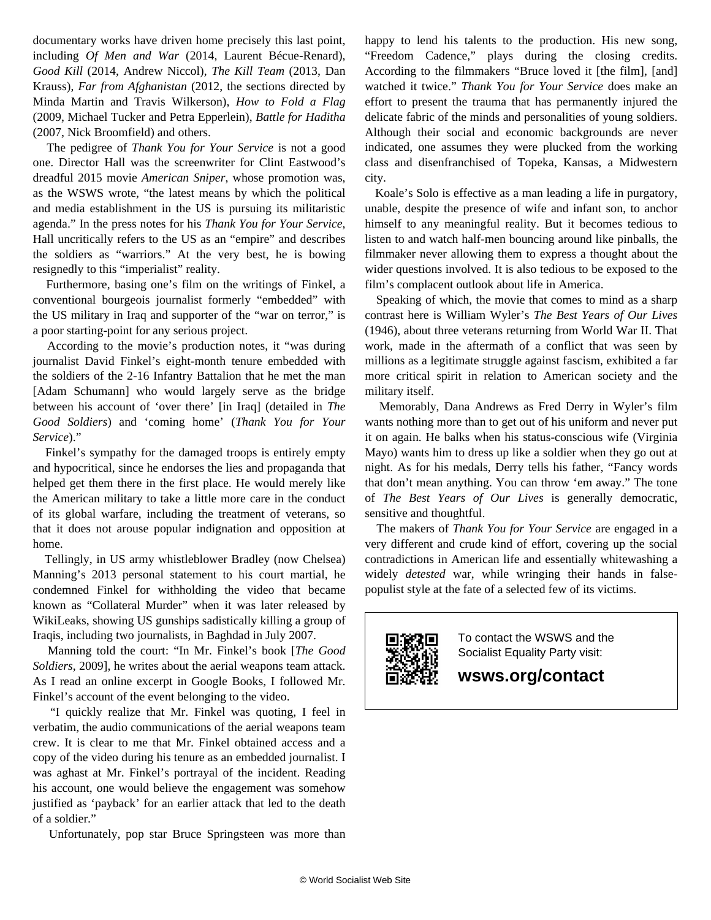documentary works have driven home precisely this last point, including *Of Men and War* (2014, Laurent Bécue-Renard), *Good Kill* (2014, Andrew Niccol), *The Kill Team* (2013, Dan Krauss), *Far from Afghanistan* (2012, the sections directed by Minda Martin and Travis Wilkerson), *How to Fold a Flag* (2009, Michael Tucker and Petra Epperlein), *Battle for Haditha* (2007, Nick Broomfield) and others.

The pedigree of *Thank You for Your Service* is not a good one. Director Hall was the screenwriter for Clint Eastwood's dreadful 2015 movie *American Sniper*, whose promotion was, as the WSWS wrote, "the latest means by which the political and media establishment in the US is pursuing its militaristic agenda." In the press notes for his *Thank You for Your Service*, Hall uncritically refers to the US as an "empire" and describes the soldiers as "warriors." At the very best, he is bowing resignedly to this "imperialist" reality.

Furthermore, basing one's film on the writings of Finkel, a conventional bourgeois journalist formerly "embedded" with the US military in Iraq and supporter of the "war on terror," is a poor starting-point for any serious project.

According to the movie's production notes, it "was during journalist David Finkel's eight-month tenure embedded with the soldiers of the 2-16 Infantry Battalion that he met the man [Adam Schumann] who would largely serve as the bridge between his account of 'over there' [in Iraq] (detailed in *The Good Soldiers*) and 'coming home' (*Thank You for Your Service*)."

Finkel's sympathy for the damaged troops is entirely empty and hypocritical, since he endorses the lies and propaganda that helped get them there in the first place. He would merely like the American military to take a little more care in the conduct of its global warfare, including the treatment of veterans, so that it does not arouse popular indignation and opposition at home.

Tellingly, in US army whistleblower Bradley (now Chelsea) Manning's 2013 personal statement to his court martial, he condemned Finkel for withholding the video that became known as "Collateral Murder" when it was later released by WikiLeaks, showing US gunships sadistically killing a group of Iraqis, including two journalists, in Baghdad in July 2007.

Manning told the court: "In Mr. Finkel's book [*The Good Soldiers*, 2009], he writes about the aerial weapons team attack. As I read an online excerpt in Google Books, I followed Mr. Finkel's account of the event belonging to the video.

"I quickly realize that Mr. Finkel was quoting, I feel in verbatim, the audio communications of the aerial weapons team crew. It is clear to me that Mr. Finkel obtained access and a copy of the video during his tenure as an embedded journalist. I was aghast at Mr. Finkel's portrayal of the incident. Reading his account, one would believe the engagement was somehow justified as 'payback' for an earlier attack that led to the death of a soldier."

Unfortunately, pop star Bruce Springsteen was more than happy to lend his talents to the production. His new song, "Freedom Cadence," plays during the closing credits. According to the filmmakers "Bruce loved it [the film], [and] watched it twice." *Thank You for Your Service* does make an effort to present the trauma that has permanently injured the delicate fabric of the minds and personalities of young soldiers. Although their social and economic backgrounds are never indicated, one assumes they were plucked from the working class and disenfranchised of Topeka, Kansas, a Midwestern city.

Koale's Solo is effective as a man leading a life in purgatory, unable, despite the presence of wife and infant son, to anchor himself to any meaningful reality. But it becomes tedious to listen to and watch half-men bouncing around like pinballs, the filmmaker never allowing them to express a thought about the wider questions involved. It is also tedious to be exposed to the film's complacent outlook about life in America.

Speaking of which, the movie that comes to mind as a sharp contrast here is William Wyler's *The Best Years of Our Lives* (1946), about three veterans returning from World War II. That work, made in the aftermath of a conflict that was seen by millions as a legitimate struggle against fascism, exhibited a far more critical spirit in relation to American society and the military itself.

Memorably, Dana Andrews as Fred Derry in Wyler's film wants nothing more than to get out of his uniform and never put it on again. He balks when his status-conscious wife (Virginia Mayo) wants him to dress up like a soldier when they go out at night. As for his medals, Derry tells his father, "Fancy words that don't mean anything. You can throw 'em away." The tone of *The Best Years of Our Lives* is generally democratic, sensitive and thoughtful.

The makers of *Thank You for Your Service* are engaged in a very different and crude kind of effort, covering up the social contradictions in American life and essentially whitewashing a widely *detested* war, while wringing their hands in false-populist style at the fate of a selected few of its victims.

To contact the WSWS and the Socialist Equality Party visit:

**wsws.org/contact**